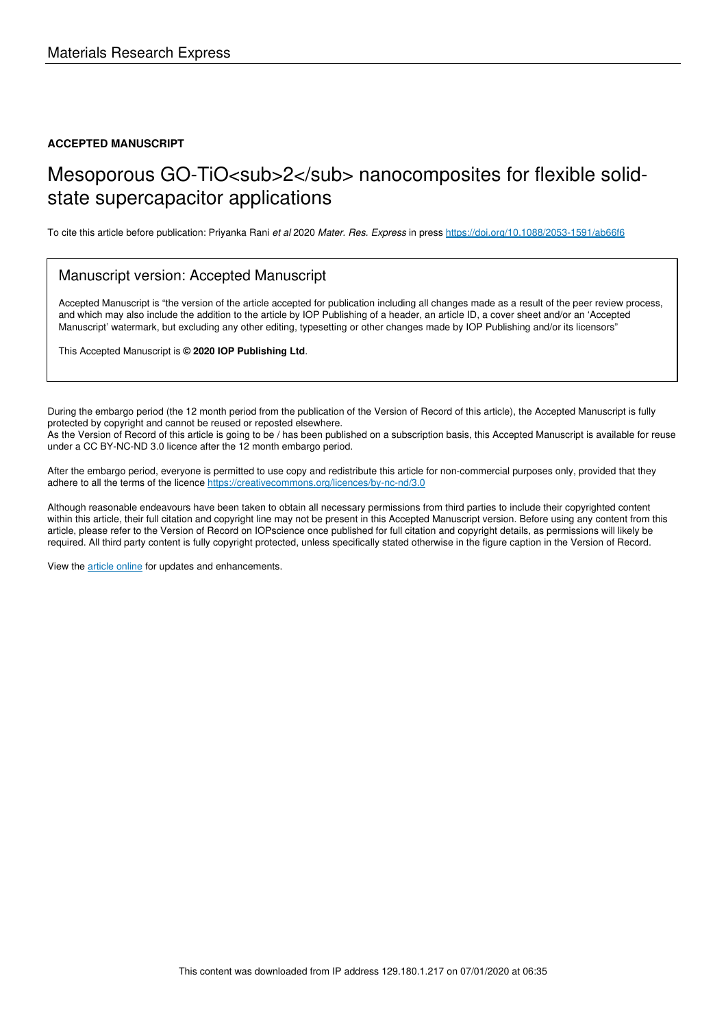Materials Research Express

**ACCEPTED MANUSCRIPT**

# Mesoporous GO-TiO<sub>2</sub> nanocomposites for flexible solid-state supercapacitor applications

To cite this article before publication: Priyanka Rani *et al* 2020 *Mater. Res. Express* in press https://doi.org/10.1088/2053-1591/ab66f6

## Manuscript version: Accepted Manuscript

Accepted Manuscript is "the version of the article accepted for publication including all changes made as a result of the peer review process, and which may also include the addition to the article by IOP Publishing of a header, an article ID, a cover sheet and/or an 'Accepted Manuscript' watermark, but excluding any other editing, typesetting or other changes made by IOP Publishing and/or its licensors"

This Accepted Manuscript is **© 2020 IOP Publishing Ltd**.

During the embargo period (the 12 month period from the publication of the Version of Record of this article), the Accepted Manuscript is fully protected by copyright and cannot be reused or reposted elsewhere.
As the Version of Record of this article is going to be / has been published on a subscription basis, this Accepted Manuscript is available for reuse under a CC BY-NC-ND 3.0 licence after the 12 month embargo period.

After the embargo period, everyone is permitted to use copy and redistribute this article for non-commercial purposes only, provided that they adhere to all the terms of the licence https://creativecommons.org/licences/by-nc-nd/3.0

Although reasonable endeavours have been taken to obtain all necessary permissions from third parties to include their copyrighted content within this article, their full citation and copyright line may not be present in this Accepted Manuscript version. Before using any content from this article, please refer to the Version of Record on IOPscience once published for full citation and copyright details, as permissions will likely be required. All third party content is fully copyright protected, unless specifically stated otherwise in the figure caption in the Version of Record.

View the article online for updates and enhancements.

This content was downloaded from IP address 129.180.1.217 on 07/01/2020 at 06:35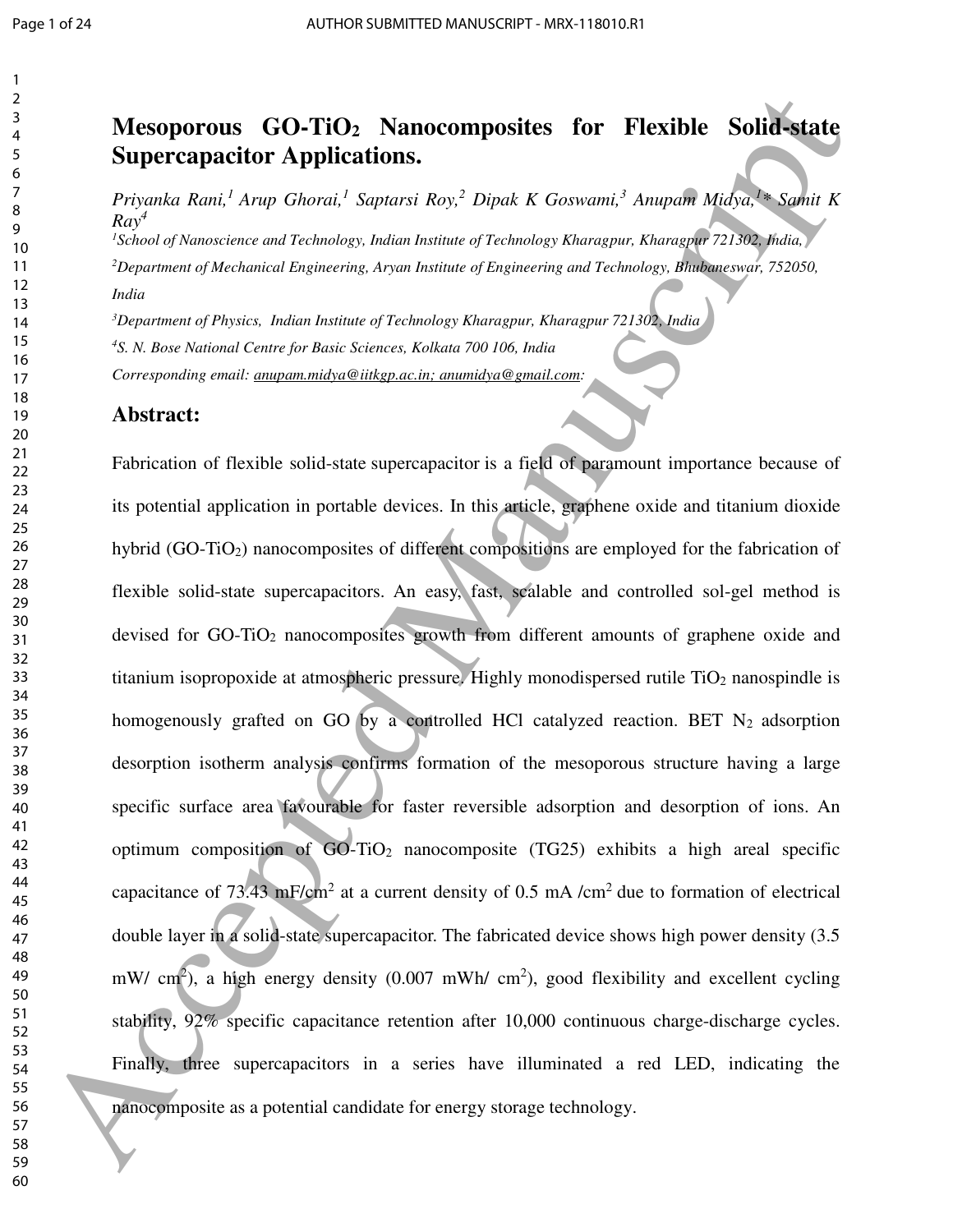# Mesoporous GO-$TiO_2$ Nanocomposites for Flexible Solid-state Supercapacitor Applications.

*Priyanka Rani,[1] Arup Ghorai,[1] Saptarsi Roy,[2] Dipak K Goswami,[3] Anupam Midya,[1]* Samit K Ray[4]*

*[1]School of Nanoscience and Technology, Indian Institute of Technology Kharagpur, Kharagpur 721302, India,*

*[2]Department of Mechanical Engineering, Aryan Institute of Engineering and Technology, Bhubaneswar, 752050, India*

*[3]Department of Physics, Indian Institute of Technology Kharagpur, Kharagpur 721302, India*

*[4]S. N. Bose National Centre for Basic Sciences, Kolkata 700 106, India*

*Corresponding email: anupam.midya@iitkgp.ac.in; anumidya@gmail.com:*

## Abstract:

Fabrication of flexible solid-state supercapacitor is a field of paramount importance because of its potential application in portable devices. In this article, graphene oxide and titanium dioxide hybrid (GO-$TiO_2$) nanocomposites of different compositions are employed for the fabrication of flexible solid-state supercapacitors. An easy, fast, scalable and controlled sol-gel method is devised for GO-$TiO_2$ nanocomposites growth from different amounts of graphene oxide and titanium isopropoxide at atmospheric pressure. Highly monodispersed rutile $TiO_2$ nanospindle is homogenously grafted on GO by a controlled HCl catalyzed reaction. BET $N_2$ adsorption desorption isotherm analysis confirms formation of the mesoporous structure having a large specific surface area favourable for faster reversible adsorption and desorption of ions. An optimum composition of GO-$TiO_2$ nanocomposite (TG25) exhibits a high areal specific capacitance of 73.43 mF/$cm^2$ at a current density of 0.5 mA /$cm^2$ due to formation of electrical double layer in a solid-state supercapacitor. The fabricated device shows high power density (3.5 mW/ $cm^2$), a high energy density (0.007 mWh/ $cm^2$), good flexibility and excellent cycling stability, 92% specific capacitance retention after 10,000 continuous charge-discharge cycles. Finally, three supercapacitors in a series have illuminated a red LED, indicating the nanocomposite as a potential candidate for energy storage technology.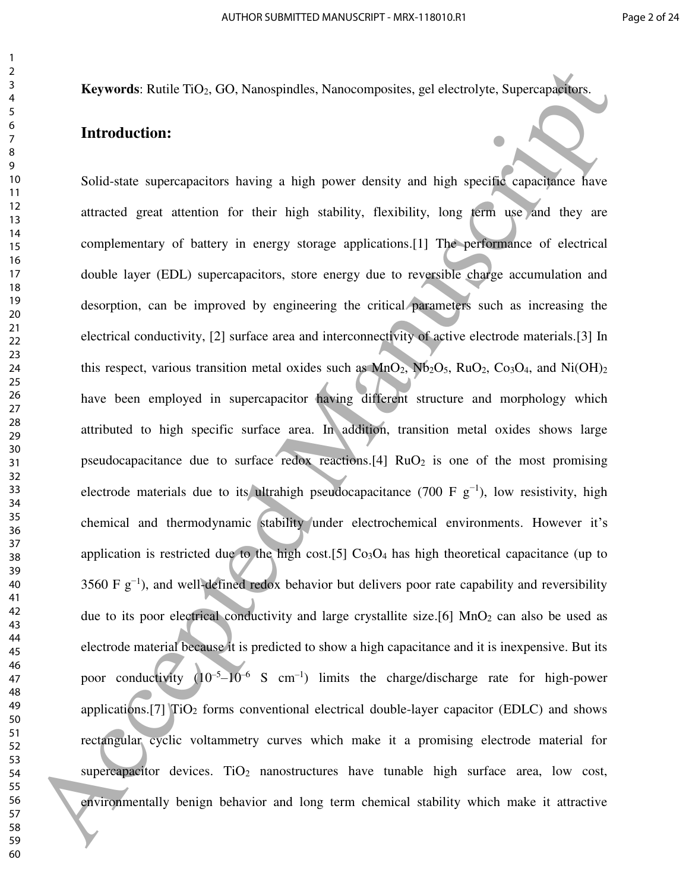**Keywords**: Rutile $TiO_2$, GO, Nanospindles, Nanocomposites, gel electrolyte, Supercapacitors.

## Introduction:

Solid-state supercapacitors having a high power density and high specific capacitance have attracted great attention for their high stability, flexibility, long term use and they are complementary of battery in energy storage applications.[1] The performance of electrical double layer (EDL) supercapacitors, store energy due to reversible charge accumulation and desorption, can be improved by engineering the critical parameters such as increasing the electrical conductivity, [2] surface area and interconnectivity of active electrode materials.[3] In this respect, various transition metal oxides such as $MnO_2$, $Nb_2O_5$, $RuO_2$, $Co_3O_4$, and $Ni(OH)_2$ have been employed in supercapacitor having different structure and morphology which attributed to high specific surface area. In addition, transition metal oxides shows large pseudocapacitance due to surface redox reactions.[4] $RuO_2$ is one of the most promising electrode materials due to its ultrahigh pseudocapacitance (700 F $g^{-1}$), low resistivity, high chemical and thermodynamic stability under electrochemical environments. However it's application is restricted due to the high cost.[5] $Co_3O_4$ has high theoretical capacitance (up to 3560 F $g^{-1}$), and well-defined redox behavior but delivers poor rate capability and reversibility due to its poor electrical conductivity and large crystallite size.[6] $MnO_2$ can also be used as electrode material because it is predicted to show a high capacitance and it is inexpensive. But its poor conductivity ($10^{-5}$–$10^{-6}$ S $cm^{-1}$) limits the charge/discharge rate for high-power applications.[7] $TiO_2$ forms conventional electrical double-layer capacitor (EDLC) and shows rectangular cyclic voltammetry curves which make it a promising electrode material for supercapacitor devices. $TiO_2$ nanostructures have tunable high surface area, low cost, environmentally benign behavior and long term chemical stability which make it attractive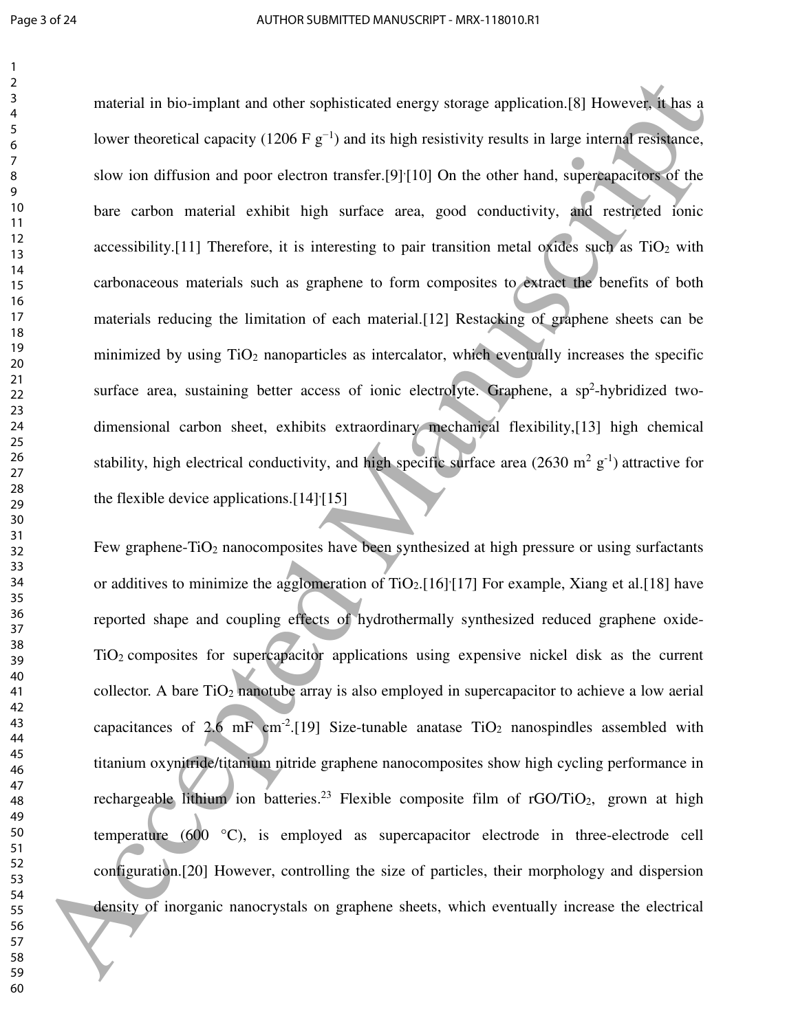material in bio-implant and other sophisticated energy storage application.[8] However, it has a lower theoretical capacity (1206 F $g^{-1}$) and its high resistivity results in large internal resistance, slow ion diffusion and poor electron transfer.[9],[10] On the other hand, supercapacitors of the bare carbon material exhibit high surface area, good conductivity, and restricted ionic accessibility.[11] Therefore, it is interesting to pair transition metal oxides such as $TiO_2$ with carbonaceous materials such as graphene to form composites to extract the benefits of both materials reducing the limitation of each material.[12] Restacking of graphene sheets can be minimized by using $TiO_2$ nanoparticles as intercalator, which eventually increases the specific surface area, sustaining better access of ionic electrolyte. Graphene, a $sp^2$-hybridized two-dimensional carbon sheet, exhibits extraordinary mechanical flexibility,[13] high chemical stability, high electrical conductivity, and high specific surface area (2630 $m^2$ $g^{-1}$) attractive for the flexible device applications.[14],[15]

Few graphene-$TiO_2$ nanocomposites have been synthesized at high pressure or using surfactants or additives to minimize the agglomeration of $TiO_2$.[16],[17] For example, Xiang et al.[18] have reported shape and coupling effects of hydrothermally synthesized reduced graphene oxide-$TiO_2$ composites for supercapacitor applications using expensive nickel disk as the current collector. A bare $TiO_2$ nanotube array is also employed in supercapacitor to achieve a low aerial capacitances of 2.6 mF $cm^{-2}$.[19] Size-tunable anatase $TiO_2$ nanospindles assembled with titanium oxynitride/titanium nitride graphene nanocomposites show high cycling performance in rechargeable lithium ion batteries.[23] Flexible composite film of rGO/$TiO_2$, grown at high temperature (600 °C), is employed as supercapacitor electrode in three-electrode cell configuration.[20] However, controlling the size of particles, their morphology and dispersion density of inorganic nanocrystals on graphene sheets, which eventually increase the electrical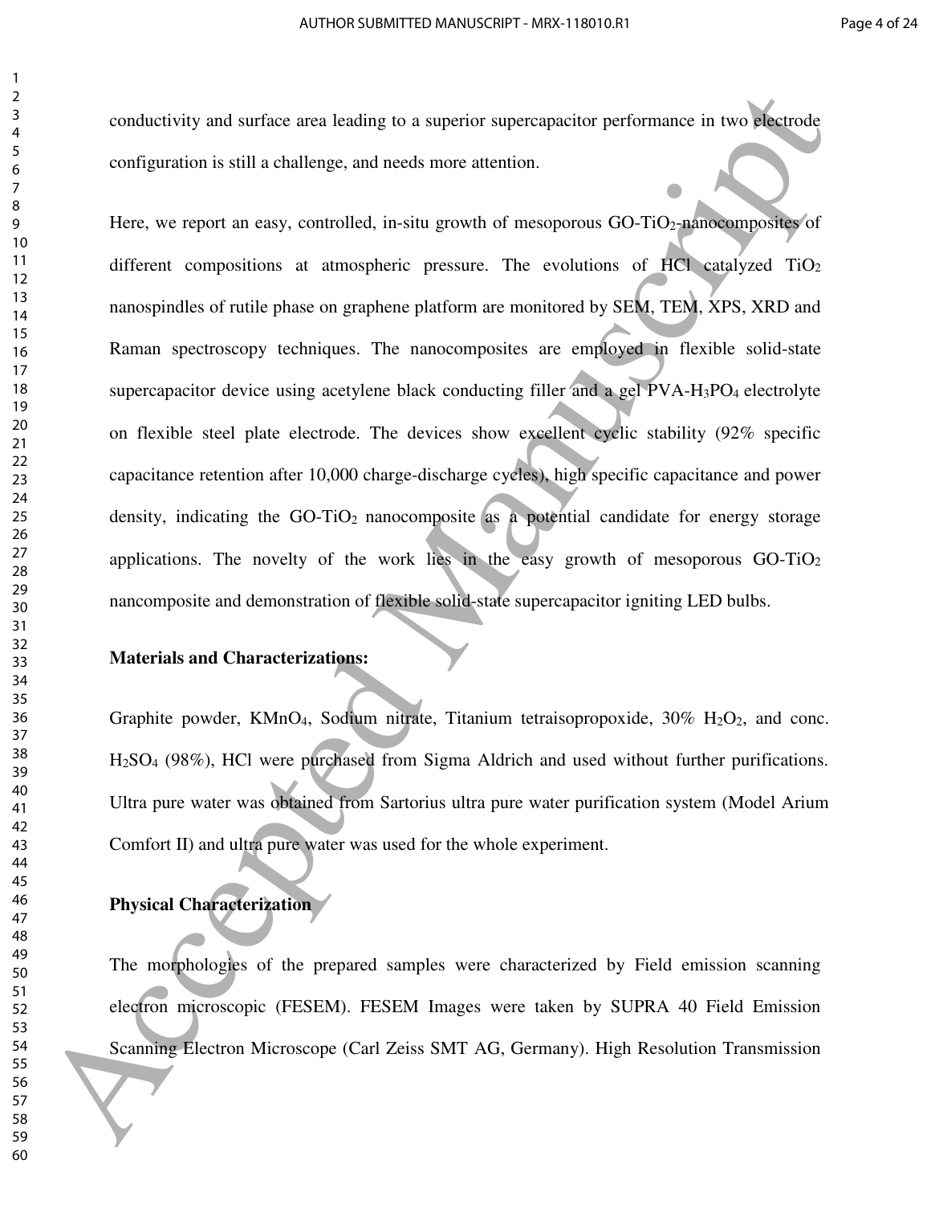conductivity and surface area leading to a superior supercapacitor performance in two electrode configuration is still a challenge, and needs more attention.

Here, we report an easy, controlled, in-situ growth of mesoporous GO-$TiO_2$-nanocomposites of different compositions at atmospheric pressure. The evolutions of HCl catalyzed $TiO_2$ nanospindles of rutile phase on graphene platform are monitored by SEM, TEM, XPS, XRD and Raman spectroscopy techniques. The nanocomposites are employed in flexible solid-state supercapacitor device using acetylene black conducting filler and a gel PVA-$H_3PO_4$ electrolyte on flexible steel plate electrode. The devices show excellent cyclic stability (92% specific capacitance retention after 10,000 charge-discharge cycles), high specific capacitance and power density, indicating the GO-$TiO_2$ nanocomposite as a potential candidate for energy storage applications. The novelty of the work lies in the easy growth of mesoporous GO-$TiO_2$ nancomposite and demonstration of flexible solid-state supercapacitor igniting LED bulbs.

**Materials and Characterizations:**

Graphite powder, $KMnO_4$, Sodium nitrate, Titanium tetraisopropoxide, 30% $H_2O_2$, and conc. $H_2SO_4$ (98%), HCl were purchased from Sigma Aldrich and used without further purifications. Ultra pure water was obtained from Sartorius ultra pure water purification system (Model Arium Comfort II) and ultra pure water was used for the whole experiment.

**Physical Characterization**

The morphologies of the prepared samples were characterized by Field emission scanning electron microscopic (FESEM). FESEM Images were taken by SUPRA 40 Field Emission Scanning Electron Microscope (Carl Zeiss SMT AG, Germany). High Resolution Transmission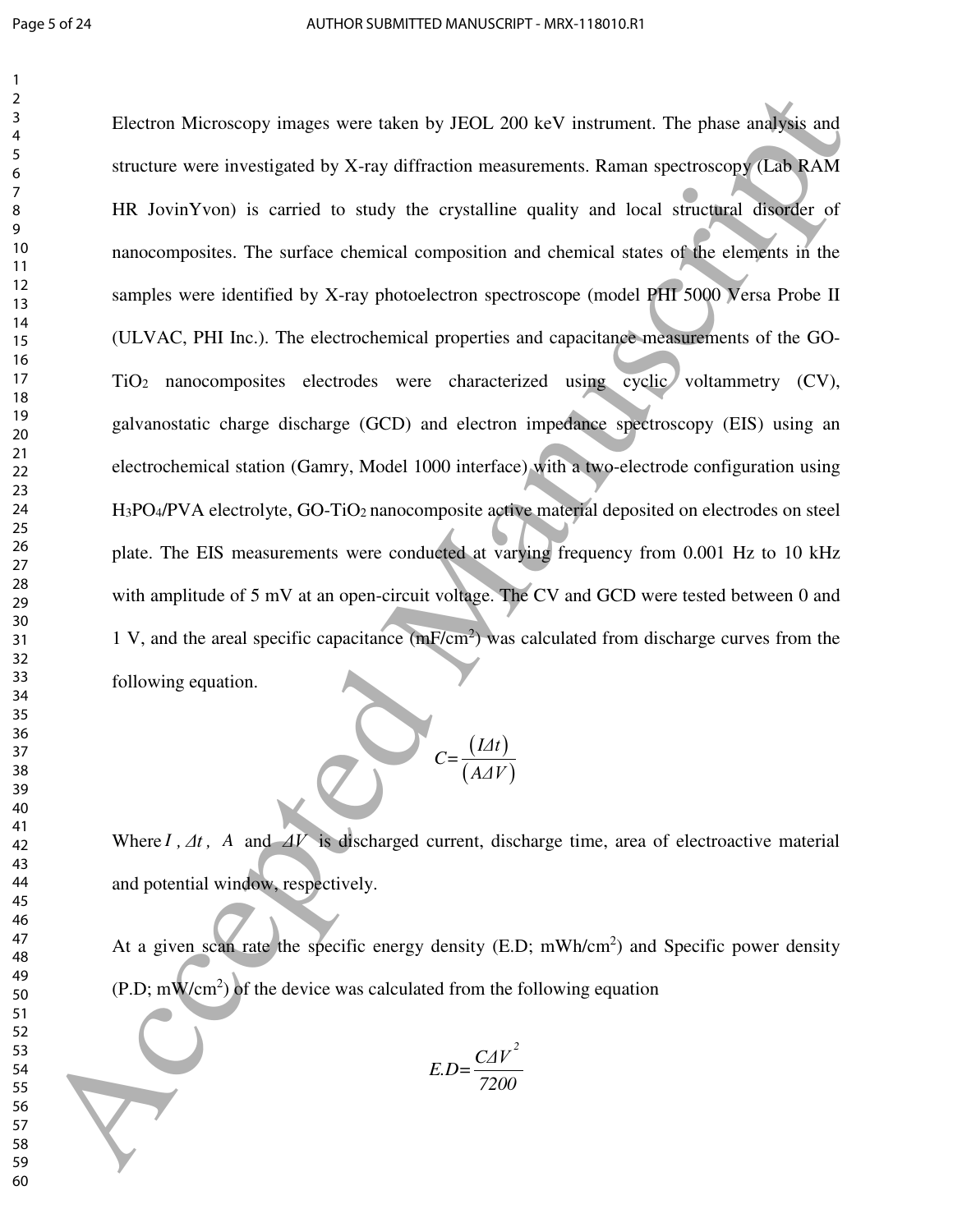Electron Microscopy images were taken by JEOL 200 keV instrument. The phase analysis and structure were investigated by X-ray diffraction measurements. Raman spectroscopy (Lab RAM HR JovinYvon) is carried to study the crystalline quality and local structural disorder of nanocomposites. The surface chemical composition and chemical states of the elements in the samples were identified by X-ray photoelectron spectroscope (model PHI 5000 Versa Probe II (ULVAC, PHI Inc.). The electrochemical properties and capacitance measurements of the GO-$TiO_2$ nanocomposites electrodes were characterized using cyclic voltammetry (CV), galvanostatic charge discharge (GCD) and electron impedance spectroscopy (EIS) using an electrochemical station (Gamry, Model 1000 interface) with a two-electrode configuration using $H_3PO_4$/PVA electrolyte, GO-$TiO_2$ nanocomposite active material deposited on electrodes on steel plate. The EIS measurements were conducted at varying frequency from 0.001 Hz to 10 kHz with amplitude of 5 mV at an open-circuit voltage. The CV and GCD were tested between 0 and 1 V, and the areal specific capacitance (mF/cm$^2$) was calculated from discharge curves from the following equation.

$$C = \frac{(I \Delta t)}{(A \Delta V)}$$

Where $I$, $\Delta t$, $A$ and $\Delta V$ is discharged current, discharge time, area of electroactive material and potential window, respectively.

At a given scan rate the specific energy density (E.D; mWh/cm$^2$) and Specific power density (P.D; mW/cm$^2$) of the device was calculated from the following equation

$$E.D = \frac{C \Delta V^2}{7200}$$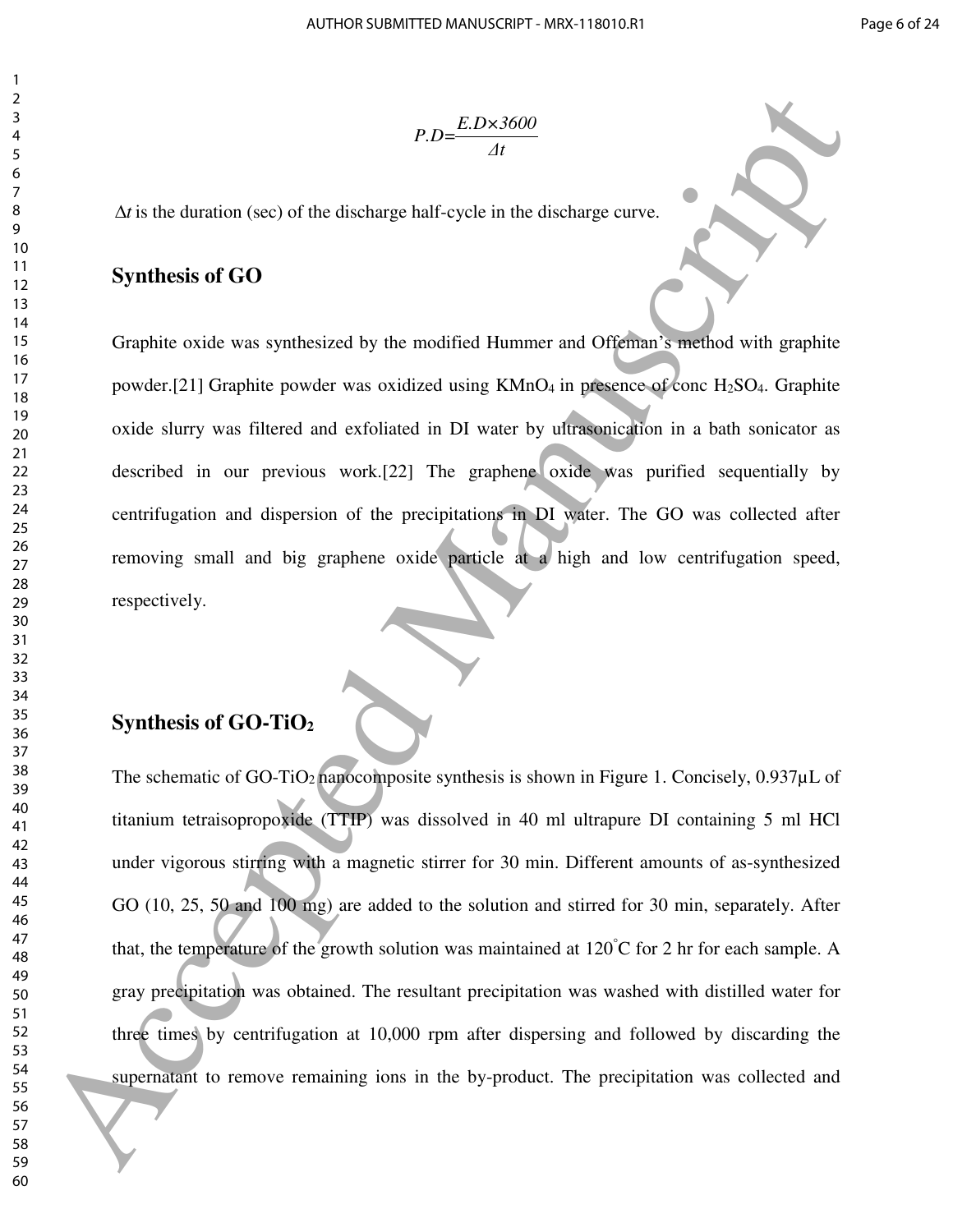$$P.D = \frac{E.D \times 3600}{\Delta t}$$

$\Delta t$ is the duration (sec) of the discharge half-cycle in the discharge curve.

## Synthesis of GO

Graphite oxide was synthesized by the modified Hummer and Offeman's method with graphite powder.[21] Graphite powder was oxidized using $KMnO_4$ in presence of conc $H_2SO_4$. Graphite oxide slurry was filtered and exfoliated in DI water by ultrasonication in a bath sonicator as described in our previous work.[22] The graphene oxide was purified sequentially by centrifugation and dispersion of the precipitations in DI water. The GO was collected after removing small and big graphene oxide particle at a high and low centrifugation speed, respectively.

## Synthesis of GO-$TiO_2$

The schematic of GO-$TiO_2$ nanocomposite synthesis is shown in Figure 1. Concisely, 0.937μL of titanium tetraisopropoxide (TTIP) was dissolved in 40 ml ultrapure DI containing 5 ml HCl under vigorous stirring with a magnetic stirrer for 30 min. Different amounts of as-synthesized GO (10, 25, 50 and 100 mg) are added to the solution and stirred for 30 min, separately. After that, the temperature of the growth solution was maintained at 120°C for 2 hr for each sample. A gray precipitation was obtained. The resultant precipitation was washed with distilled water for three times by centrifugation at 10,000 rpm after dispersing and followed by discarding the supernatant to remove remaining ions in the by-product. The precipitation was collected and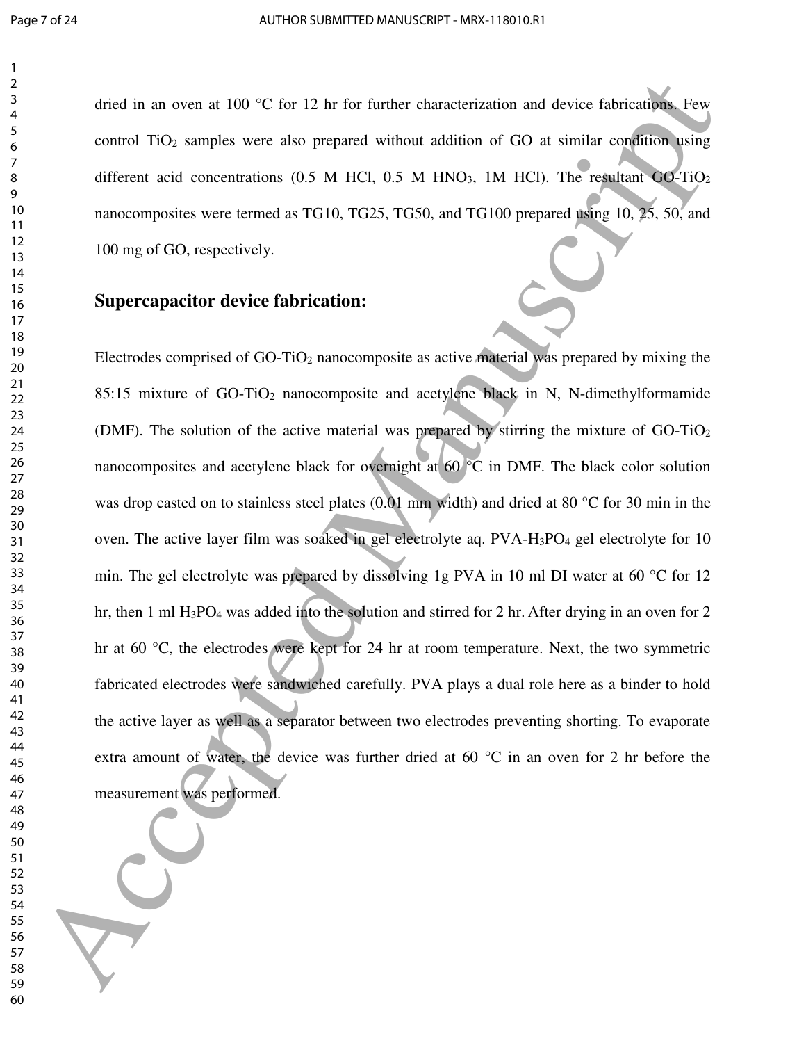dried in an oven at 100 °C for 12 hr for further characterization and device fabrications. Few control $TiO_2$ samples were also prepared without addition of GO at similar condition using different acid concentrations (0.5 M HCl, 0.5 M $HNO_3$, 1M HCl). The resultant GO-$TiO_2$ nanocomposites were termed as TG10, TG25, TG50, and TG100 prepared using 10, 25, 50, and 100 mg of GO, respectively.

## Supercapacitor device fabrication:

Electrodes comprised of GO-$TiO_2$ nanocomposite as active material was prepared by mixing the 85:15 mixture of GO-$TiO_2$ nanocomposite and acetylene black in N, N-dimethylformamide (DMF). The solution of the active material was prepared by stirring the mixture of GO-$TiO_2$ nanocomposites and acetylene black for overnight at 60 °C in DMF. The black color solution was drop casted on to stainless steel plates (0.01 mm width) and dried at 80 °C for 30 min in the oven. The active layer film was soaked in gel electrolyte aq. PVA-$H_3PO_4$ gel electrolyte for 10 min. The gel electrolyte was prepared by dissolving 1g PVA in 10 ml DI water at 60 °C for 12 hr, then 1 ml $H_3PO_4$ was added into the solution and stirred for 2 hr. After drying in an oven for 2 hr at 60 °C, the electrodes were kept for 24 hr at room temperature. Next, the two symmetric fabricated electrodes were sandwiched carefully. PVA plays a dual role here as a binder to hold the active layer as well as a separator between two electrodes preventing shorting. To evaporate extra amount of water, the device was further dried at 60 °C in an oven for 2 hr before the measurement was performed.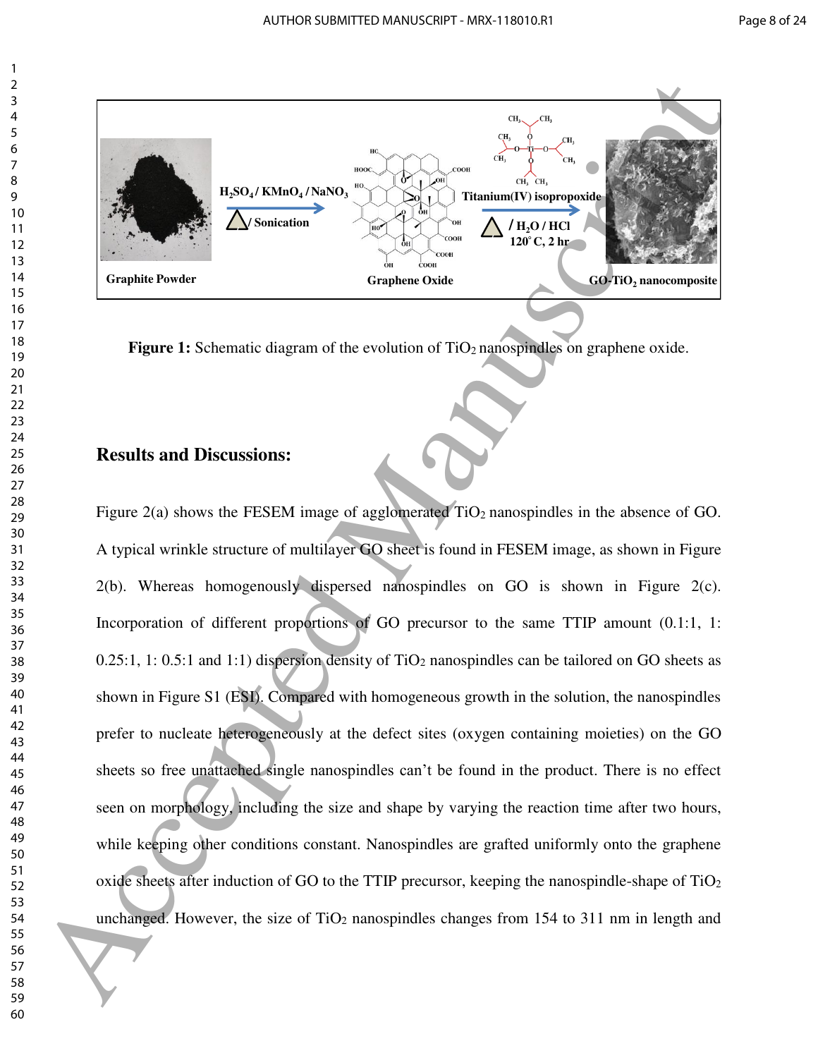**Figure 1:** Schematic diagram of the evolution of $TiO_2$ nanospindles on graphene oxide.

## Results and Discussions:

Figure 2(a) shows the FESEM image of agglomerated $TiO_2$ nanospindles in the absence of GO. A typical wrinkle structure of multilayer GO sheet is found in FESEM image, as shown in Figure 2(b). Whereas homogenously dispersed nanospindles on GO is shown in Figure 2(c). Incorporation of different proportions of GO precursor to the same TTIP amount (0.1:1, 1: 0.25:1, 1: 0.5:1 and 1:1) dispersion density of $TiO_2$ nanospindles can be tailored on GO sheets as shown in Figure S1 (ESI). Compared with homogeneous growth in the solution, the nanospindles prefer to nucleate heterogeneously at the defect sites (oxygen containing moieties) on the GO sheets so free unattached single nanospindles can't be found in the product. There is no effect seen on morphology, including the size and shape by varying the reaction time after two hours, while keeping other conditions constant. Nanospindles are grafted uniformly onto the graphene oxide sheets after induction of GO to the TTIP precursor, keeping the nanospindle-shape of $TiO_2$ unchanged. However, the size of $TiO_2$ nanospindles changes from 154 to 311 nm in length and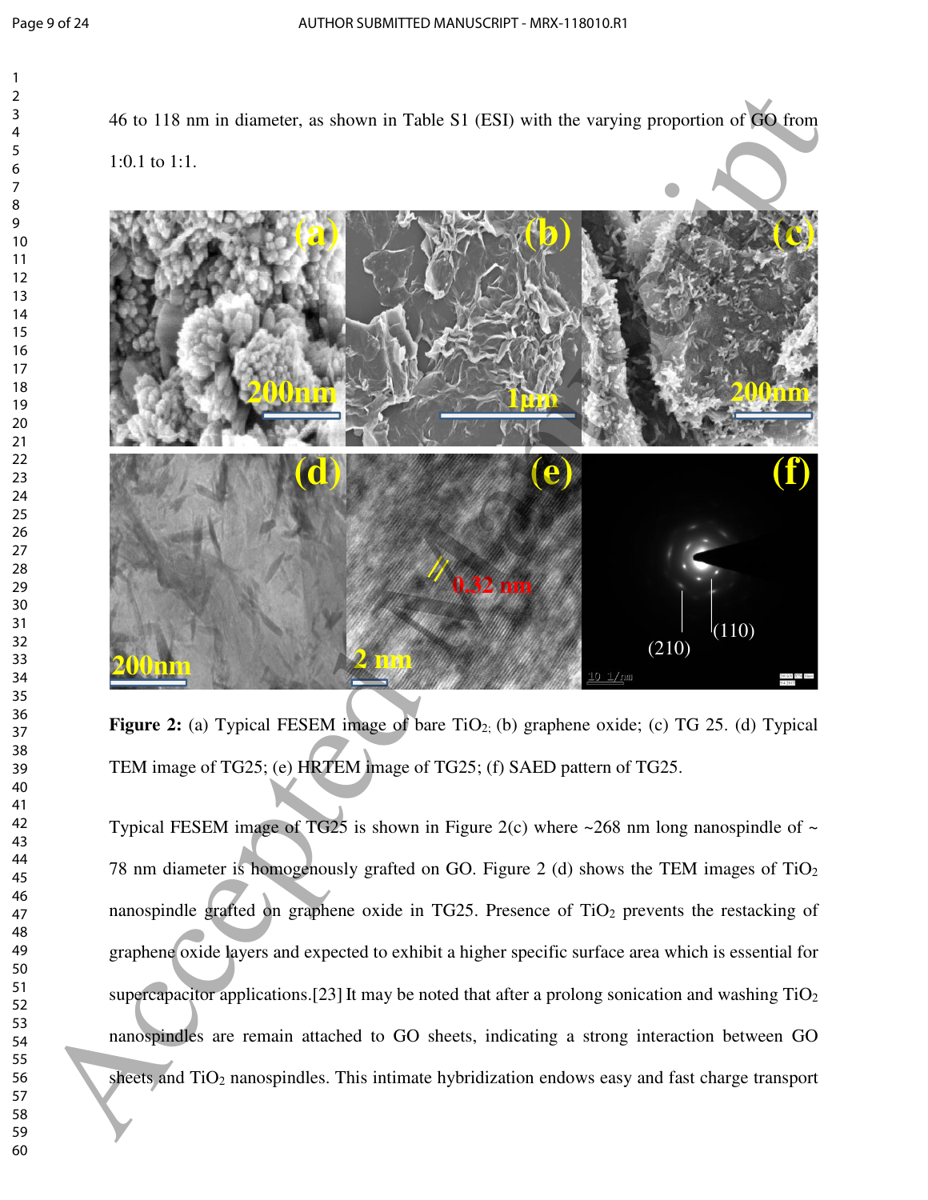46 to 118 nm in diameter, as shown in Table S1 (ESI) with the varying proportion of GO from 1:0.1 to 1:1.

**Figure 2:** (a) Typical FESEM image of bare $TiO_2$; (b) graphene oxide; (c) TG 25. (d) Typical TEM image of TG25; (e) HRTEM image of TG25; (f) SAED pattern of TG25.

Typical FESEM image of TG25 is shown in Figure 2(c) where ~268 nm long nanospindle of ~ 78 nm diameter is homogenously grafted on GO. Figure 2 (d) shows the TEM images of $TiO_2$ nanospindle grafted on graphene oxide in TG25. Presence of $TiO_2$ prevents the restacking of graphene oxide layers and expected to exhibit a higher specific surface area which is essential for supercapacitor applications.[23] It may be noted that after a prolong sonication and washing $TiO_2$ nanospindles are remain attached to GO sheets, indicating a strong interaction between GO sheets and $TiO_2$ nanospindles. This intimate hybridization endows easy and fast charge transport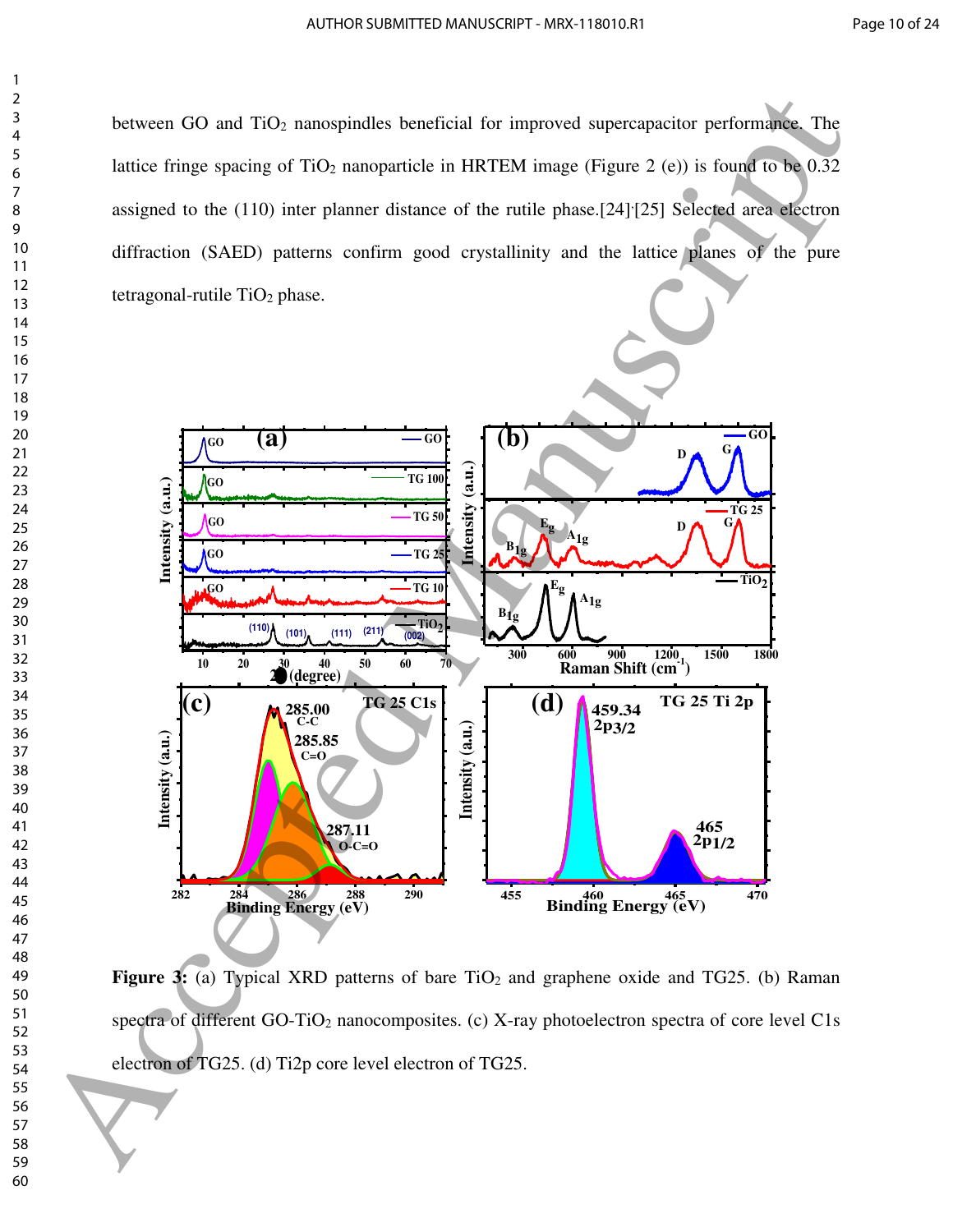between GO and $TiO_2$ nanospindles beneficial for improved supercapacitor performance. The lattice fringe spacing of $TiO_2$ nanoparticle in HRTEM image (Figure 2 (e)) is found to be 0.32 assigned to the (110) inter planner distance of the rutile phase.[24],[25] Selected area electron diffraction (SAED) patterns confirm good crystallinity and the lattice planes of the pure tetragonal-rutile $TiO_2$ phase.

**Figure 3:** (a) Typical XRD patterns of bare $TiO_2$ and graphene oxide and TG25. (b) Raman spectra of different GO-$TiO_2$ nanocomposites. (c) X-ray photoelectron spectra of core level C1s electron of TG25. (d) Ti2p core level electron of TG25.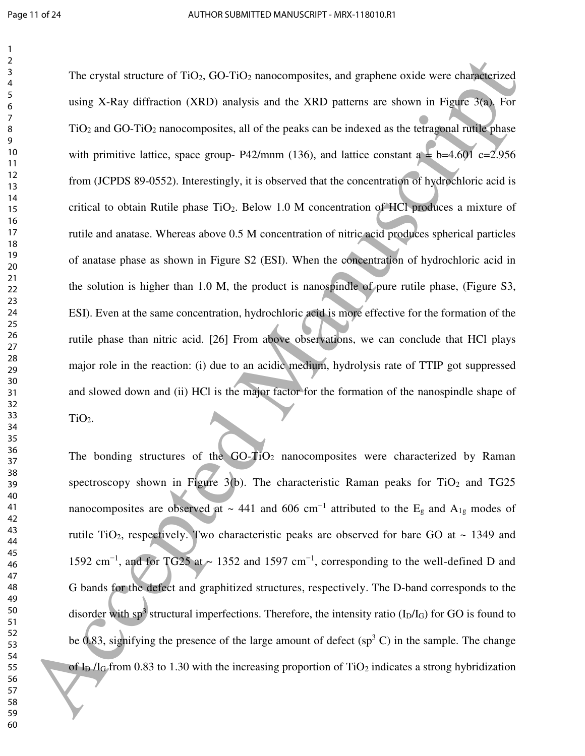The crystal structure of $TiO_2$, GO-$TiO_2$ nanocomposites, and graphene oxide were characterized using X-Ray diffraction (XRD) analysis and the XRD patterns are shown in Figure 3(a). For $TiO_2$ and GO-$TiO_2$ nanocomposites, all of the peaks can be indexed as the tetragonal rutile phase with primitive lattice, space group- P42/mnm (136), and lattice constant a = b=4.601 c=2.956 from (JCPDS 89-0552). Interestingly, it is observed that the concentration of hydrochloric acid is critical to obtain Rutile phase $TiO_2$. Below 1.0 M concentration of HCl produces a mixture of rutile and anatase. Whereas above 0.5 M concentration of nitric acid produces spherical particles of anatase phase as shown in Figure S2 (ESI). When the concentration of hydrochloric acid in the solution is higher than 1.0 M, the product is nanospindle of pure rutile phase, (Figure S3, ESI). Even at the same concentration, hydrochloric acid is more effective for the formation of the rutile phase than nitric acid. [26] From above observations, we can conclude that HCl plays major role in the reaction: (i) due to an acidic medium, hydrolysis rate of TTIP got suppressed and slowed down and (ii) HCl is the major factor for the formation of the nanospindle shape of $TiO_2$.

The bonding structures of the GO-$TiO_2$ nanocomposites were characterized by Raman spectroscopy shown in Figure 3(b). The characteristic Raman peaks for $TiO_2$ and TG25 nanocomposites are observed at ~ 441 and 606 $cm^{-1}$ attributed to the $E_g$ and $A_{1g}$ modes of rutile $TiO_2$, respectively. Two characteristic peaks are observed for bare GO at ~ 1349 and 1592 $cm^{-1}$, and for TG25 at ~ 1352 and 1597 $cm^{-1}$, corresponding to the well-defined D and G bands for the defect and graphitized structures, respectively. The D-band corresponds to the disorder with $sp^3$ structural imperfections. Therefore, the intensity ratio ($I_D/I_G$) for GO is found to be 0.83, signifying the presence of the large amount of defect ($sp^3$ C) in the sample. The change of $I_D$ /$I_G$ from 0.83 to 1.30 with the increasing proportion of $TiO_2$ indicates a strong hybridization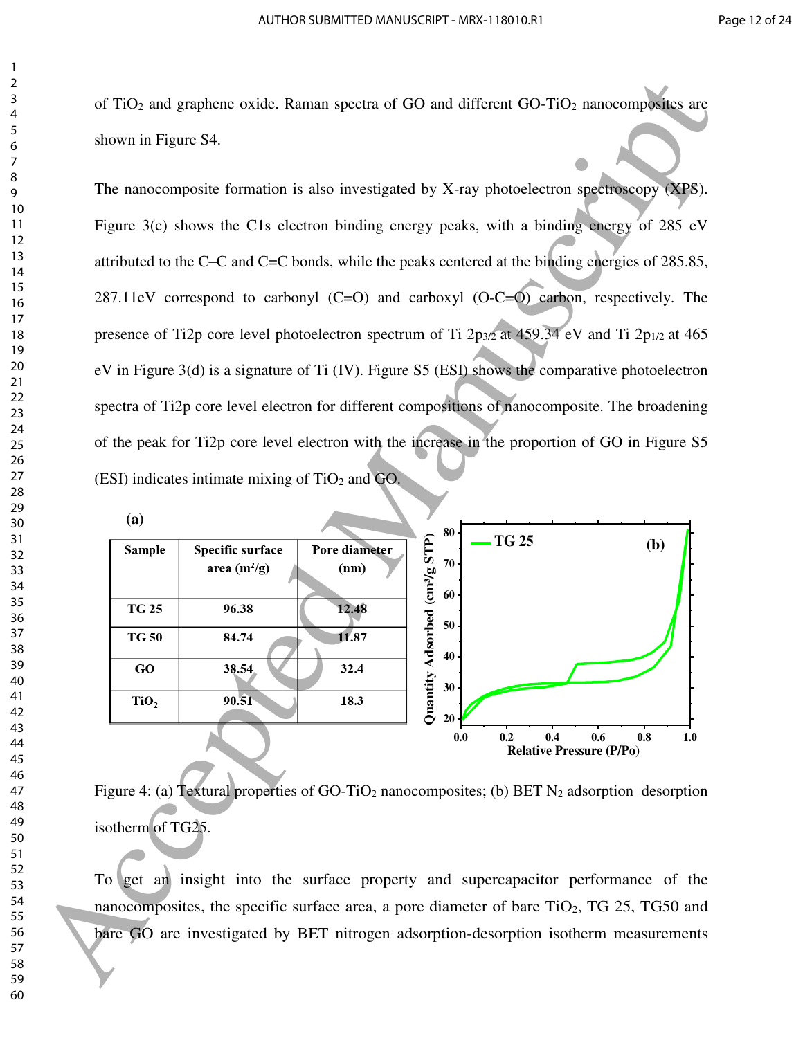of $TiO_2$ and graphene oxide. Raman spectra of GO and different GO-$TiO_2$ nanocomposites are shown in Figure S4.

The nanocomposite formation is also investigated by X-ray photoelectron spectroscopy (XPS). Figure 3(c) shows the C1s electron binding energy peaks, with a binding energy of 285 eV attributed to the C–C and C=C bonds, while the peaks centered at the binding energies of 285.85, 287.11eV correspond to carbonyl (C=O) and carboxyl (O-C=O) carbon, respectively. The presence of Ti2p core level photoelectron spectrum of Ti $2p_{3/2}$ at 459.34 eV and Ti $2p_{1/2}$ at 465 eV in Figure 3(d) is a signature of Ti (IV). Figure S5 (ESI) shows the comparative photoelectron spectra of Ti2p core level electron for different compositions of nanocomposite. The broadening of the peak for Ti2p core level electron with the increase in the proportion of GO in Figure S5 (ESI) indicates intimate mixing of $TiO_2$ and GO.

(a)

| Sample | Specific surface area ($m^2/g$) | Pore diameter (nm) |
|---|---|---|
| TG 25 | 96.38 | 12.48 |
| TG 50 | 84.74 | 11.87 |
| GO | 38.54 | 32.4 |
| $TiO_2$ | 90.51 | 18.3 |

Figure 4: (a) Textural properties of GO-$TiO_2$ nanocomposites; (b) BET $N_2$ adsorption–desorption isotherm of TG25.

To get an insight into the surface property and supercapacitor performance of the nanocomposites, the specific surface area, a pore diameter of bare $TiO_2$, TG 25, TG50 and bare GO are investigated by BET nitrogen adsorption-desorption isotherm measurements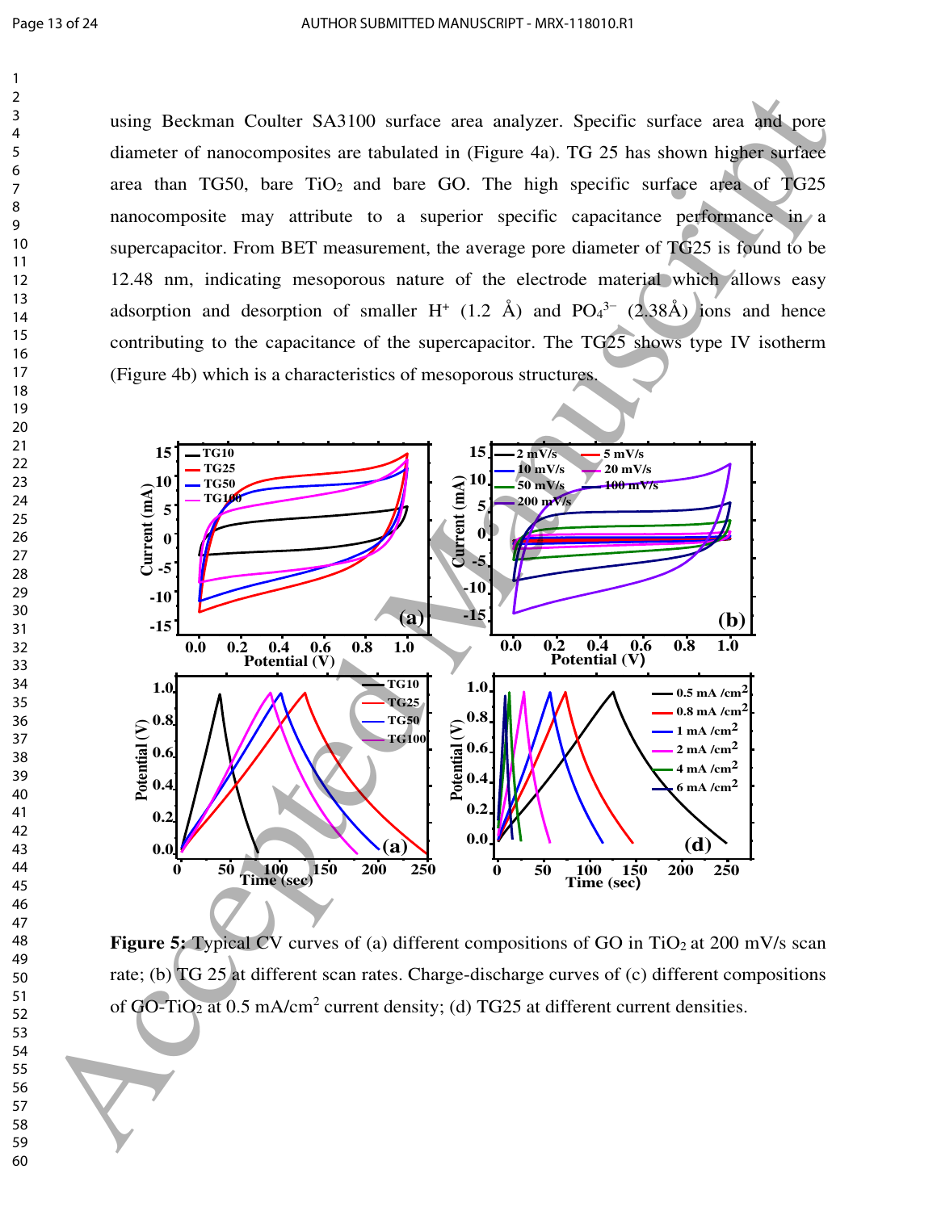using Beckman Coulter SA3100 surface area analyzer. Specific surface area and pore diameter of nanocomposites are tabulated in (Figure 4a). TG 25 has shown higher surface area than TG50, bare $TiO_2$ and bare GO. The high specific surface area of TG25 nanocomposite may attribute to a superior specific capacitance performance in a supercapacitor. From BET measurement, the average pore diameter of TG25 is found to be 12.48 nm, indicating mesoporous nature of the electrode material which allows easy adsorption and desorption of smaller $H^+$ (1.2 Å) and $PO_4^{3-}$ (2.38Å) ions and hence contributing to the capacitance of the supercapacitor. The TG25 shows type IV isotherm (Figure 4b) which is a characteristics of mesoporous structures.

**Figure 5:** Typical CV curves of (a) different compositions of GO in $TiO_2$ at 200 mV/s scan rate; (b) TG 25 at different scan rates. Charge-discharge curves of (c) different compositions of GO-$TiO_2$ at 0.5 mA/cm$^2$ current density; (d) TG25 at different current densities.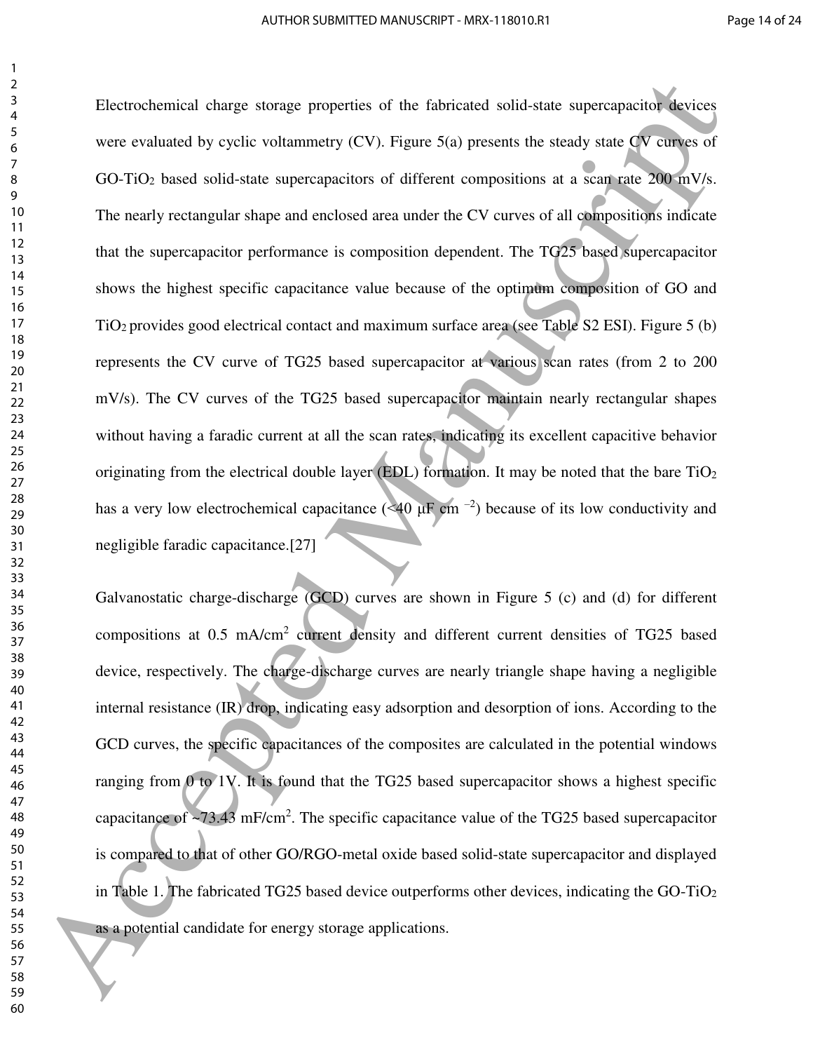Electrochemical charge storage properties of the fabricated solid-state supercapacitor devices were evaluated by cyclic voltammetry (CV). Figure 5(a) presents the steady state CV curves of GO-$TiO_2$ based solid-state supercapacitors of different compositions at a scan rate 200 mV/s. The nearly rectangular shape and enclosed area under the CV curves of all compositions indicate that the supercapacitor performance is composition dependent. The TG25 based supercapacitor shows the highest specific capacitance value because of the optimum composition of GO and $TiO_2$ provides good electrical contact and maximum surface area (see Table S2 ESI). Figure 5 (b) represents the CV curve of TG25 based supercapacitor at various scan rates (from 2 to 200 mV/s). The CV curves of the TG25 based supercapacitor maintain nearly rectangular shapes without having a faradic current at all the scan rates, indicating its excellent capacitive behavior originating from the electrical double layer (EDL) formation. It may be noted that the bare $TiO_2$ has a very low electrochemical capacitance (<40 μF $cm^{-2}$) because of its low conductivity and negligible faradic capacitance.[27]

Galvanostatic charge-discharge (GCD) curves are shown in Figure 5 (c) and (d) for different compositions at 0.5 $mA/cm^2$ current density and different current densities of TG25 based device, respectively. The charge-discharge curves are nearly triangle shape having a negligible internal resistance (IR) drop, indicating easy adsorption and desorption of ions. According to the GCD curves, the specific capacitances of the composites are calculated in the potential windows ranging from 0 to 1V. It is found that the TG25 based supercapacitor shows a highest specific capacitance of ~73.43 $mF/cm^2$. The specific capacitance value of the TG25 based supercapacitor is compared to that of other GO/RGO-metal oxide based solid-state supercapacitor and displayed in Table 1. The fabricated TG25 based device outperforms other devices, indicating the GO-$TiO_2$ as a potential candidate for energy storage applications.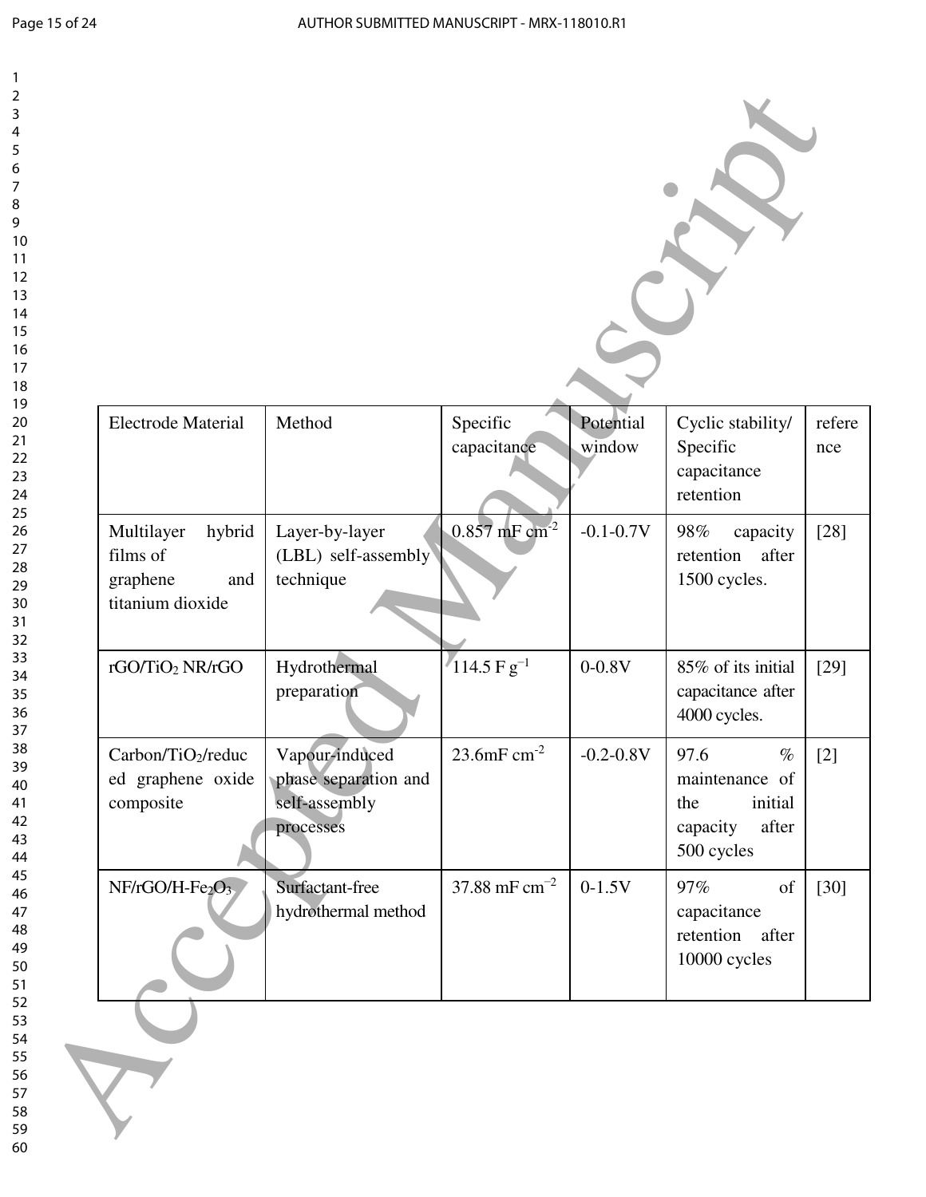| Electrode Material | Method | Specific capacitance | Potential window | Cyclic stability/ Specific capacitance retention | reference |
|---|---|---|---|---|---|
| Multilayer hybrid films of graphene and titanium dioxide | Layer-by-layer (LBL) self-assembly technique | 0.857 mF $cm^{-2}$ | -0.1-0.7V | 98% capacity retention after 1500 cycles. | [28] |
| rGO/$TiO_2$ NR/rGO | Hydrothermal preparation | 114.5 F $g^{-1}$ | 0-0.8V | 85% of its initial capacitance after 4000 cycles. | [29] |
| Carbon/$TiO_2$/reduced graphene oxide composite | Vapour-induced phase separation and self-assembly processes | 23.6mF $cm^{-2}$ | -0.2-0.8V | 97.6 % maintenance of the initial capacity after 500 cycles | [2] |
| NF/rGO/H-$Fe_2O_3$ | Surfactant-free hydrothermal method | 37.88 mF $cm^{-2}$ | 0-1.5V | 97% of capacitance retention after 10000 cycles | [30] |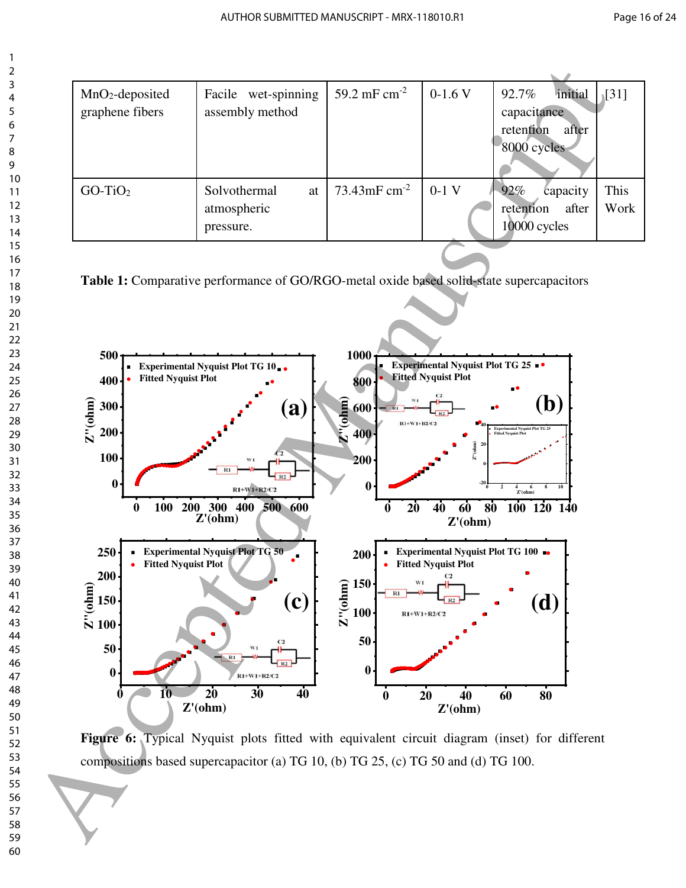| MnO$_2$-deposited graphene fibers | Facile wet-spinning assembly method | 59.2 mF cm$^{-2}$ | 0-1.6 V | 92.7% initial capacitance retention after 8000 cycles | [31] |
|---|---|---|---|---|---|
| GO-TiO$_2$ | Solvothermal at atmospheric pressure. | 73.43mF cm$^{-2}$ | 0-1 V | 92% capacity retention after 10000 cycles | This Work |

**Table 1:** Comparative performance of GO/RGO-metal oxide based solid-state supercapacitors

**Figure 6:** Typical Nyquist plots fitted with equivalent circuit diagram (inset) for different compositions based supercapacitor (a) TG 10, (b) TG 25, (c) TG 50 and (d) TG 100.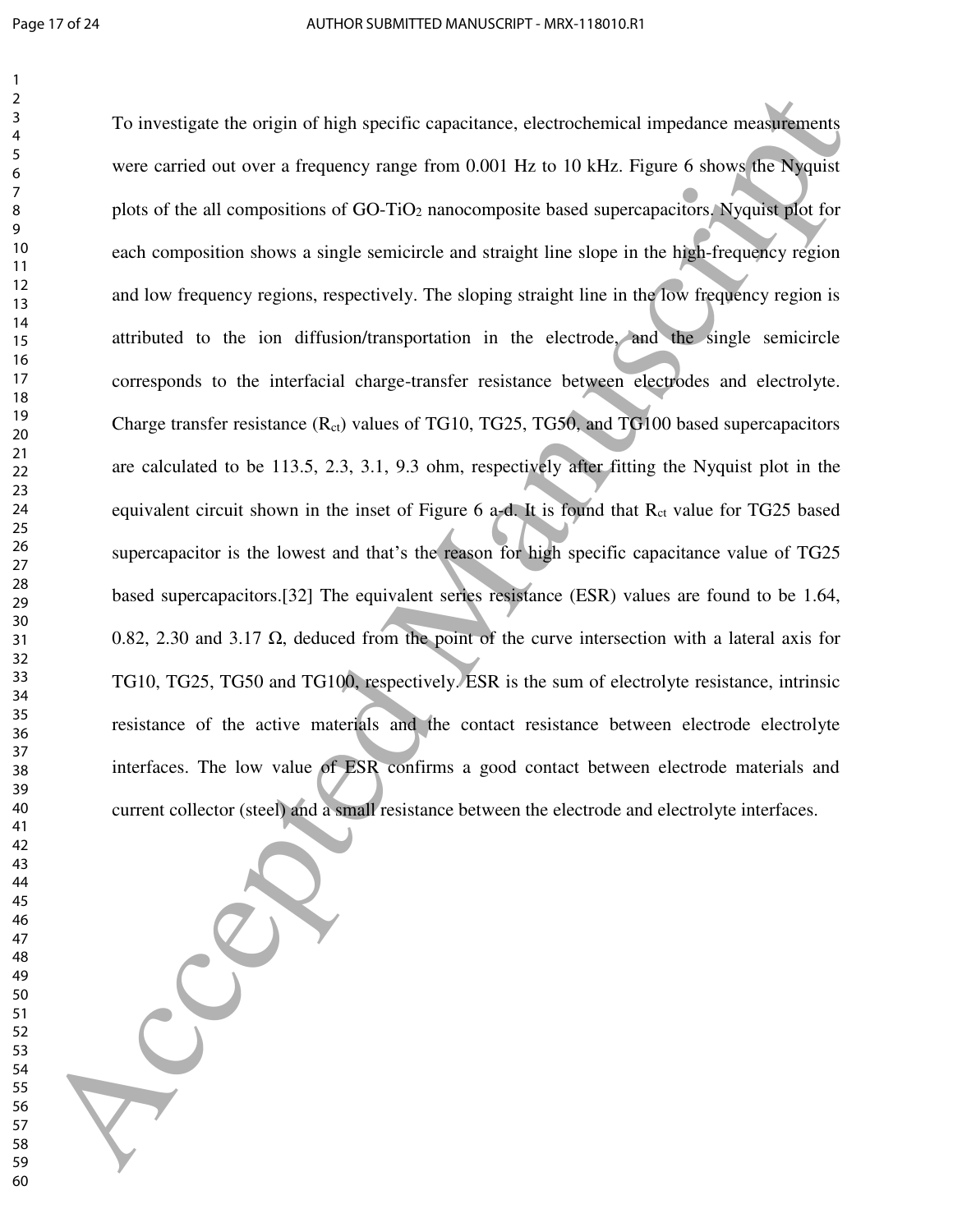To investigate the origin of high specific capacitance, electrochemical impedance measurements were carried out over a frequency range from 0.001 Hz to 10 kHz. Figure 6 shows the Nyquist plots of the all compositions of GO-$TiO_2$ nanocomposite based supercapacitors. Nyquist plot for each composition shows a single semicircle and straight line slope in the high-frequency region and low frequency regions, respectively. The sloping straight line in the low frequency region is attributed to the ion diffusion/transportation in the electrode, and the single semicircle corresponds to the interfacial charge-transfer resistance between electrodes and electrolyte. Charge transfer resistance ($R_{ct}$) values of TG10, TG25, TG50, and TG100 based supercapacitors are calculated to be 113.5, 2.3, 3.1, 9.3 ohm, respectively after fitting the Nyquist plot in the equivalent circuit shown in the inset of Figure 6 a-d. It is found that $R_{ct}$ value for TG25 based supercapacitor is the lowest and that's the reason for high specific capacitance value of TG25 based supercapacitors.[32] The equivalent series resistance (ESR) values are found to be 1.64, 0.82, 2.30 and 3.17 Ω, deduced from the point of the curve intersection with a lateral axis for TG10, TG25, TG50 and TG100, respectively. ESR is the sum of electrolyte resistance, intrinsic resistance of the active materials and the contact resistance between electrode electrolyte interfaces. The low value of ESR confirms a good contact between electrode materials and current collector (steel) and a small resistance between the electrode and electrolyte interfaces.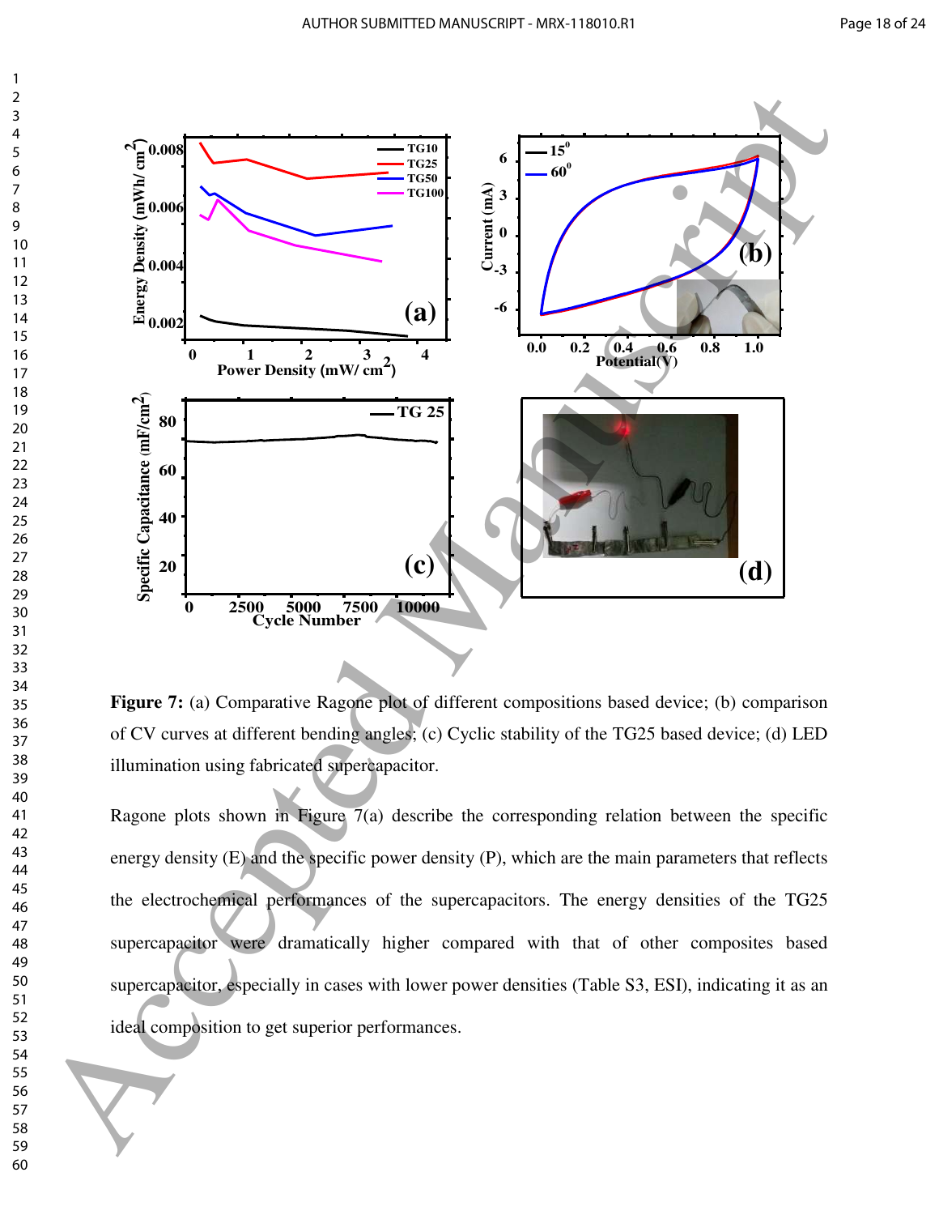**Figure 7:** (a) Comparative Ragone plot of different compositions based device; (b) comparison of CV curves at different bending angles; (c) Cyclic stability of the TG25 based device; (d) LED illumination using fabricated supercapacitor.

Ragone plots shown in Figure 7(a) describe the corresponding relation between the specific energy density (E) and the specific power density (P), which are the main parameters that reflects the electrochemical performances of the supercapacitors. The energy densities of the TG25 supercapacitor were dramatically higher compared with that of other composites based supercapacitor, especially in cases with lower power densities (Table S3, ESI), indicating it as an ideal composition to get superior performances.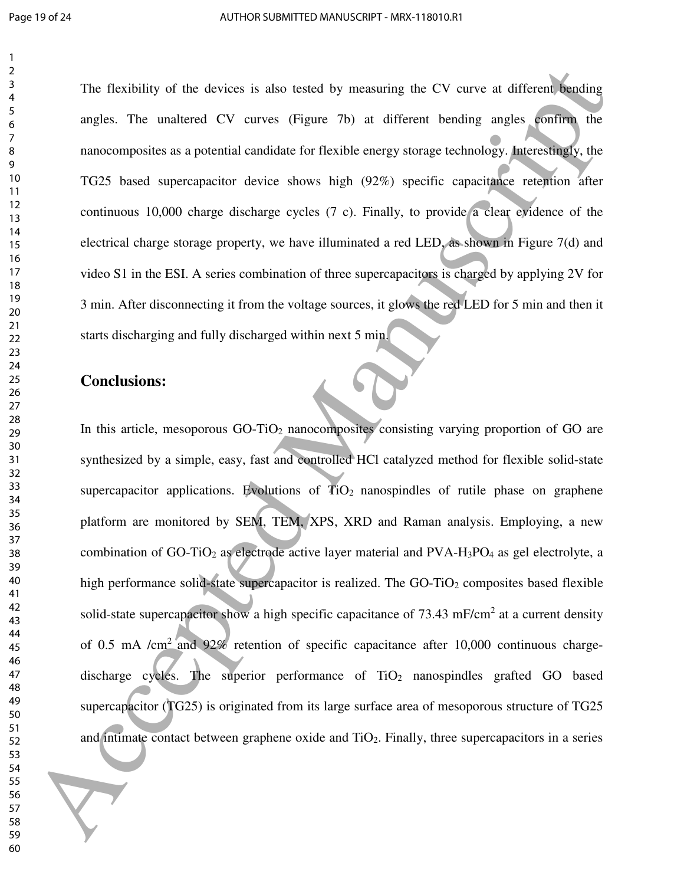The flexibility of the devices is also tested by measuring the CV curve at different bending angles. The unaltered CV curves (Figure 7b) at different bending angles confirm the nanocomposites as a potential candidate for flexible energy storage technology. Interestingly, the TG25 based supercapacitor device shows high (92%) specific capacitance retention after continuous 10,000 charge discharge cycles (7 c). Finally, to provide a clear evidence of the electrical charge storage property, we have illuminated a red LED, as shown in Figure 7(d) and video S1 in the ESI. A series combination of three supercapacitors is charged by applying 2V for 3 min. After disconnecting it from the voltage sources, it glows the red LED for 5 min and then it starts discharging and fully discharged within next 5 min.

## Conclusions:

In this article, mesoporous GO-$TiO_2$ nanocomposites consisting varying proportion of GO are synthesized by a simple, easy, fast and controlled HCl catalyzed method for flexible solid-state supercapacitor applications. Evolutions of $TiO_2$ nanospindles of rutile phase on graphene platform are monitored by SEM, TEM, XPS, XRD and Raman analysis. Employing, a new combination of GO-$TiO_2$ as electrode active layer material and PVA-$H_3PO_4$ as gel electrolyte, a high performance solid-state supercapacitor is realized. The GO-$TiO_2$ composites based flexible solid-state supercapacitor show a high specific capacitance of 73.43 mF/cm$^2$ at a current density of 0.5 mA /cm$^2$ and 92% retention of specific capacitance after 10,000 continuous charge-discharge cycles. The superior performance of $TiO_2$ nanospindles grafted GO based supercapacitor (TG25) is originated from its large surface area of mesoporous structure of TG25 and intimate contact between graphene oxide and $TiO_2$. Finally, three supercapacitors in a series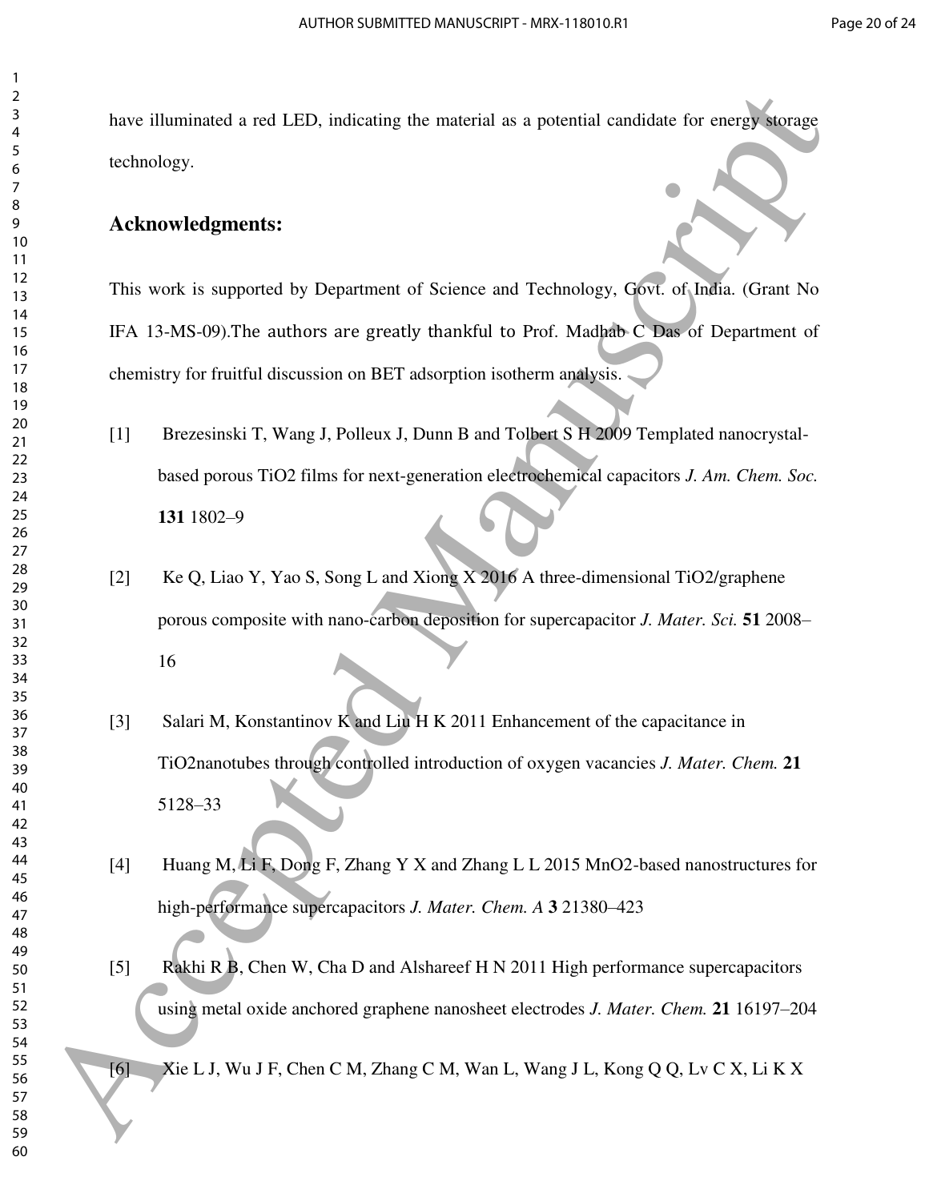have illuminated a red LED, indicating the material as a potential candidate for energy storage technology.

## Acknowledgments:

This work is supported by Department of Science and Technology, Govt. of India. (Grant No IFA 13-MS-09).The authors are greatly thankful to Prof. Madhab C Das of Department of chemistry for fruitful discussion on BET adsorption isotherm analysis.

[1] Brezesinski T, Wang J, Polleux J, Dunn B and Tolbert S H 2009 Templated nanocrystal-based porous $TiO_2$ films for next-generation electrochemical capacitors *J. Am. Chem. Soc.* **131** 1802–9

[2] Ke Q, Liao Y, Yao S, Song L and Xiong X 2016 A three-dimensional $TiO_2$/graphene porous composite with nano-carbon deposition for supercapacitor *J. Mater. Sci.* **51** 2008–16

[3] Salari M, Konstantinov K and Liu H K 2011 Enhancement of the capacitance in $TiO_2$nanotubes through controlled introduction of oxygen vacancies *J. Mater. Chem.* **21** 5128–33

[4] Huang M, Li F, Dong F, Zhang Y X and Zhang L L 2015 $MnO_2$-based nanostructures for high-performance supercapacitors *J. Mater. Chem. A* **3** 21380–423

[5] Rakhi R B, Chen W, Cha D and Alshareef H N 2011 High performance supercapacitors using metal oxide anchored graphene nanosheet electrodes *J. Mater. Chem.* **21** 16197–204

[6] Xie L J, Wu J F, Chen C M, Zhang C M, Wan L, Wang J L, Kong Q Q, Lv C X, Li K X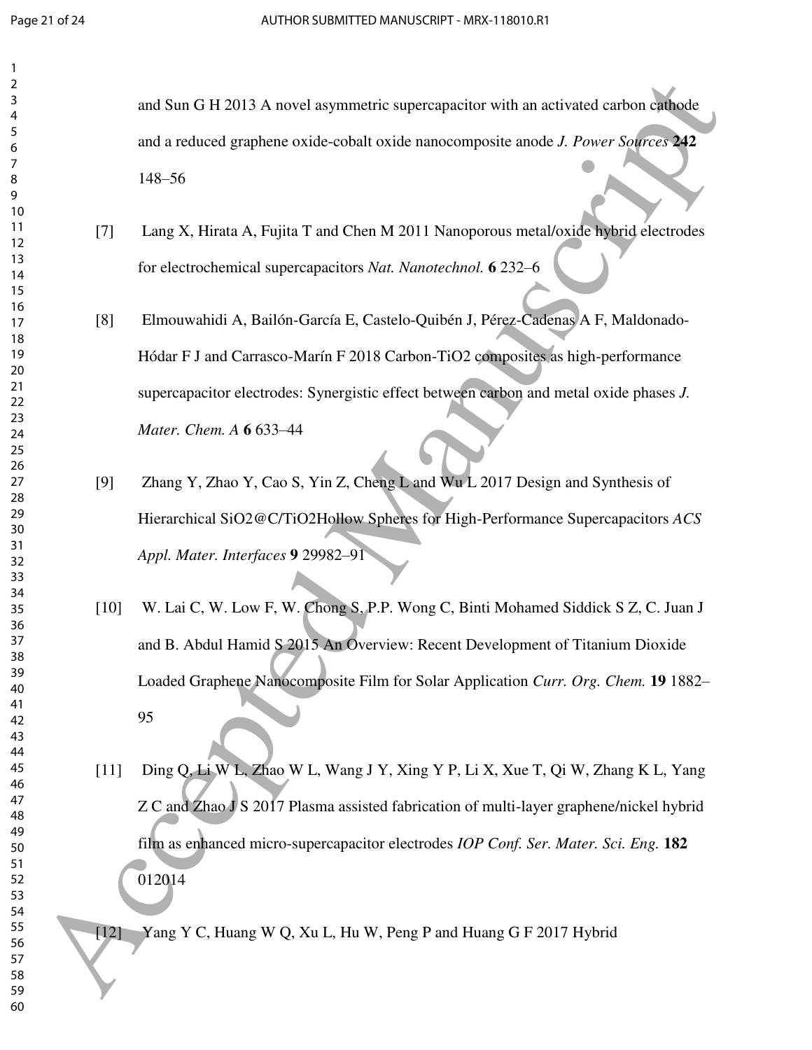and Sun G H 2013 A novel asymmetric supercapacitor with an activated carbon cathode and a reduced graphene oxide-cobalt oxide nanocomposite anode *J. Power Sources* **242** 148–56

[7] Lang X, Hirata A, Fujita T and Chen M 2011 Nanoporous metal/oxide hybrid electrodes for electrochemical supercapacitors *Nat. Nanotechnol.* **6** 232–6

[8] Elmouwahidi A, Bailón-García E, Castelo-Quibén J, Pérez-Cadenas A F, Maldonado-Hódar F J and Carrasco-Marín F 2018 Carbon-TiO2 composites as high-performance supercapacitor electrodes: Synergistic effect between carbon and metal oxide phases *J. Mater. Chem. A* **6** 633–44

[9] Zhang Y, Zhao Y, Cao S, Yin Z, Cheng L and Wu L 2017 Design and Synthesis of Hierarchical SiO2@C/TiO2Hollow Spheres for High-Performance Supercapacitors *ACS Appl. Mater. Interfaces* **9** 29982–91

[10] W. Lai C, W. Low F, W. Chong S, P.P. Wong C, Binti Mohamed Siddick S Z, C. Juan J and B. Abdul Hamid S 2015 An Overview: Recent Development of Titanium Dioxide Loaded Graphene Nanocomposite Film for Solar Application *Curr. Org. Chem.* **19** 1882–95

[11] Ding Q, Li W L, Zhao W L, Wang J Y, Xing Y P, Li X, Xue T, Qi W, Zhang K L, Yang Z C and Zhao J S 2017 Plasma assisted fabrication of multi-layer graphene/nickel hybrid film as enhanced micro-supercapacitor electrodes *IOP Conf. Ser. Mater. Sci. Eng.* **182** 012014

[12] Yang Y C, Huang W Q, Xu L, Hu W, Peng P and Huang G F 2017 Hybrid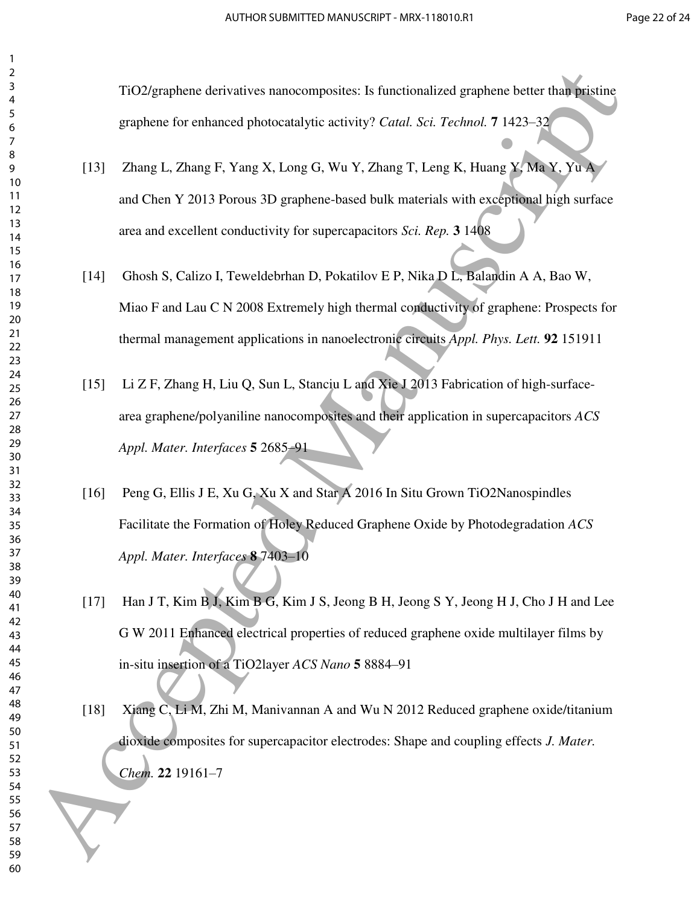TiO2/graphene derivatives nanocomposites: Is functionalized graphene better than pristine graphene for enhanced photocatalytic activity? *Catal. Sci. Technol.* **7** 1423–32

[13] Zhang L, Zhang F, Yang X, Long G, Wu Y, Zhang T, Leng K, Huang Y, Ma Y, Yu A and Chen Y 2013 Porous 3D graphene-based bulk materials with exceptional high surface area and excellent conductivity for supercapacitors *Sci. Rep.* **3** 1408

[14] Ghosh S, Calizo I, Teweldebrhan D, Pokatilov E P, Nika D L, Balandin A A, Bao W, Miao F and Lau C N 2008 Extremely high thermal conductivity of graphene: Prospects for thermal management applications in nanoelectronic circuits *Appl. Phys. Lett.* **92** 151911

[15] Li Z F, Zhang H, Liu Q, Sun L, Stanciu L and Xie J 2013 Fabrication of high-surface-area graphene/polyaniline nanocomposites and their application in supercapacitors *ACS Appl. Mater. Interfaces* **5** 2685–91

[16] Peng G, Ellis J E, Xu G, Xu X and Star A 2016 In Situ Grown TiO2Nanospindles Facilitate the Formation of Holey Reduced Graphene Oxide by Photodegradation *ACS Appl. Mater. Interfaces* **8** 7403–10

[17] Han J T, Kim B J, Kim B G, Kim J S, Jeong B H, Jeong S Y, Jeong H J, Cho J H and Lee G W 2011 Enhanced electrical properties of reduced graphene oxide multilayer films by in-situ insertion of a TiO2layer *ACS Nano* **5** 8884–91

[18] Xiang C, Li M, Zhi M, Manivannan A and Wu N 2012 Reduced graphene oxide/titanium dioxide composites for supercapacitor electrodes: Shape and coupling effects *J. Mater. Chem.* **22** 19161–7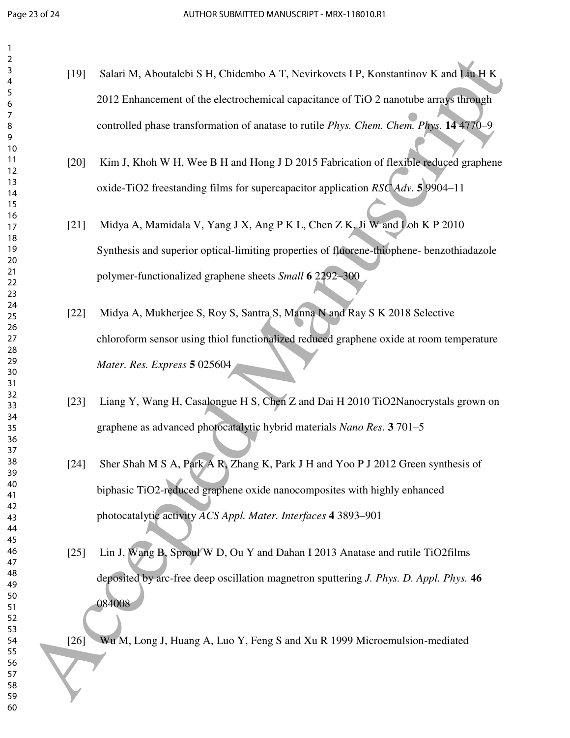[19] Salari M, Aboutalebi S H, Chidembo A T, Nevirkovets I P, Konstantinov K and Liu H K 2012 Enhancement of the electrochemical capacitance of TiO 2 nanotube arrays through controlled phase transformation of anatase to rutile *Phys. Chem. Chem. Phys.* **14** 4770–9

[20] Kim J, Khoh W H, Wee B H and Hong J D 2015 Fabrication of flexible reduced graphene oxide-TiO2 freestanding films for supercapacitor application *RSC Adv.* **5** 9904–11

[21] Midya A, Mamidala V, Yang J X, Ang P K L, Chen Z K, Ji W and Loh K P 2010 Synthesis and superior optical-limiting properties of fluorene-thiophene- benzothiadazole polymer-functionalized graphene sheets *Small* **6** 2292–300

[22] Midya A, Mukherjee S, Roy S, Santra S, Manna N and Ray S K 2018 Selective chloroform sensor using thiol functionalized reduced graphene oxide at room temperature *Mater. Res. Express* **5** 025604

[23] Liang Y, Wang H, Casalongue H S, Chen Z and Dai H 2010 TiO2Nanocrystals grown on graphene as advanced photocatalytic hybrid materials *Nano Res.* **3** 701–5

[24] Sher Shah M S A, Park A R, Zhang K, Park J H and Yoo P J 2012 Green synthesis of biphasic TiO2-reduced graphene oxide nanocomposites with highly enhanced photocatalytic activity *ACS Appl. Mater. Interfaces* **4** 3893–901

[25] Lin J, Wang B, Sproul W D, Ou Y and Dahan I 2013 Anatase and rutile TiO2films deposited by arc-free deep oscillation magnetron sputtering *J. Phys. D. Appl. Phys.* **46** 084008

[26] Wu M, Long J, Huang A, Luo Y, Feng S and Xu R 1999 Microemulsion-mediated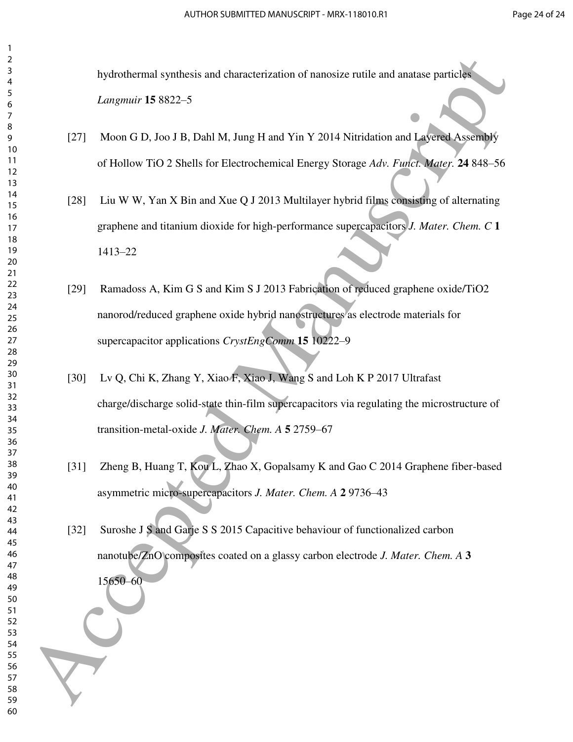hydrothermal synthesis and characterization of nanosize rutile and anatase particles *Langmuir* **15** 8822–5

[27] Moon G D, Joo J B, Dahl M, Jung H and Yin Y 2014 Nitridation and Layered Assembly of Hollow TiO 2 Shells for Electrochemical Energy Storage *Adv. Funct. Mater.* **24** 848–56

[28] Liu W W, Yan X Bin and Xue Q J 2013 Multilayer hybrid films consisting of alternating graphene and titanium dioxide for high-performance supercapacitors *J. Mater. Chem. C* **1** 1413–22

[29] Ramadoss A, Kim G S and Kim S J 2013 Fabrication of reduced graphene oxide/TiO2 nanorod/reduced graphene oxide hybrid nanostructures as electrode materials for supercapacitor applications *CrystEngComm* **15** 10222–9

[30] Lv Q, Chi K, Zhang Y, Xiao F, Xiao J, Wang S and Loh K P 2017 Ultrafast charge/discharge solid-state thin-film supercapacitors via regulating the microstructure of transition-metal-oxide *J. Mater. Chem. A* **5** 2759–67

[31] Zheng B, Huang T, Kou L, Zhao X, Gopalsamy K and Gao C 2014 Graphene fiber-based asymmetric micro-supercapacitors *J. Mater. Chem. A* **2** 9736–43

[32] Suroshe J S and Garje S S 2015 Capacitive behaviour of functionalized carbon nanotube/ZnO composites coated on a glassy carbon electrode *J. Mater. Chem. A* **3** 15650–60